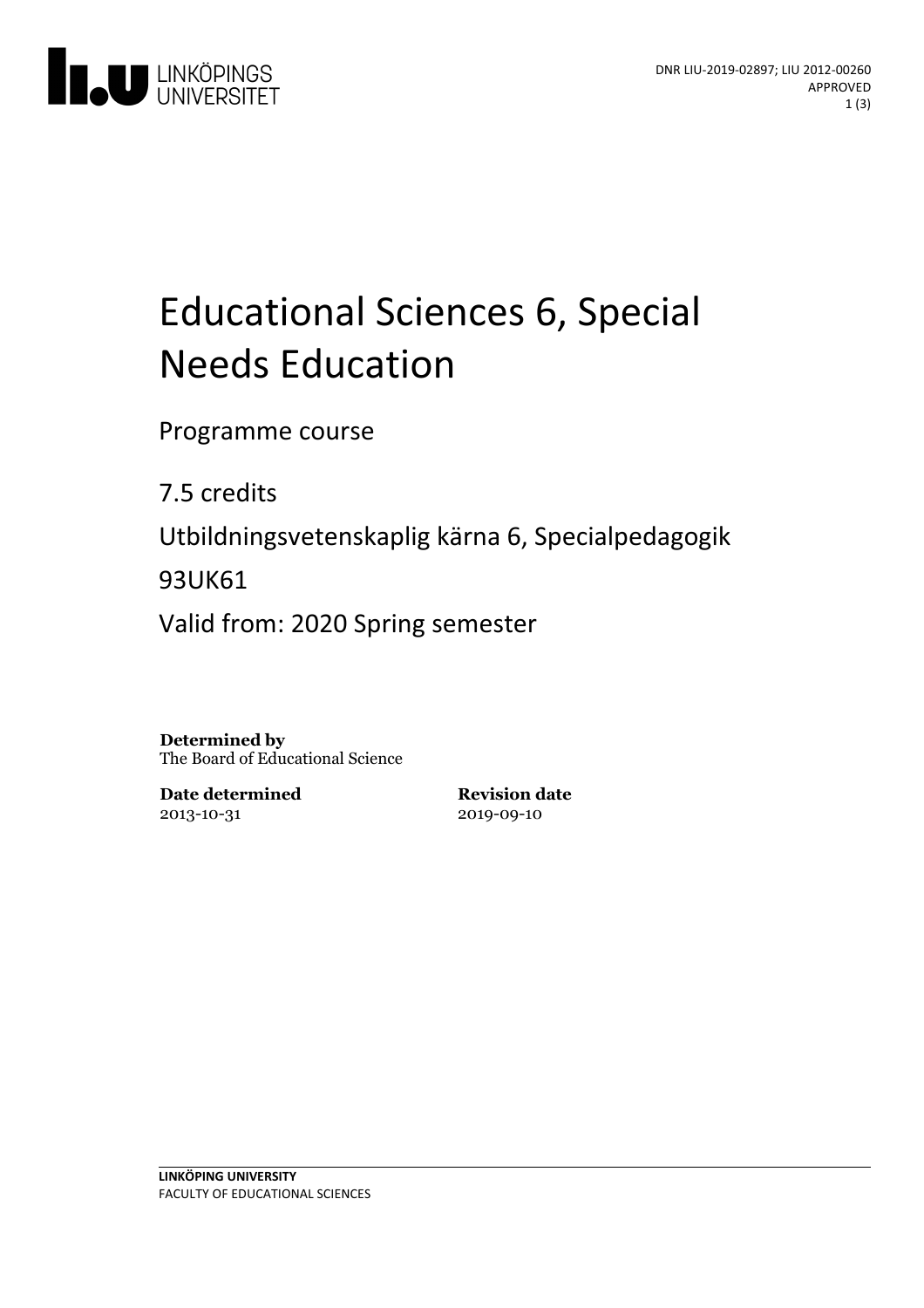DNR LIU-2019-02897; LIU 2012-00260
APPROVED

# Educational Sciences 6, Special Needs Education

Programme course

7.5 credits

Utbildningsvetenskaplig kärna 6, Specialpedagogik

93UK61

Valid from: 2020 Spring semester

**Determined by**
The Board of Educational Science

**Date determined**
2013-10-31

**Revision date**
2019-09-10

**LINKÖPING UNIVERSITY**
FACULTY OF EDUCATIONAL SCIENCES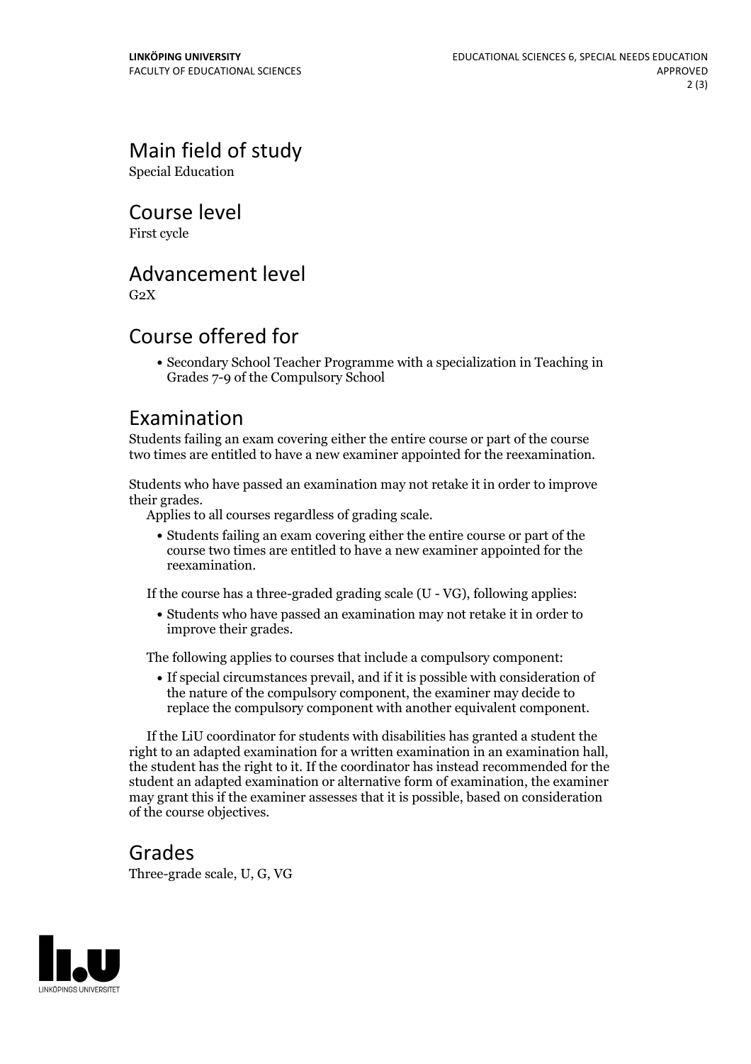## Main field of study

Special Education

## Course level

First cycle

## Advancement level

G2X

## Course offered for

- Secondary School Teacher Programme with a specialization in Teaching in Grades 7-9 of the Compulsory School

## Examination

Students failing an exam covering either the entire course or part of the course two times are entitled to have a new examiner appointed for the reexamination.

Students who have passed an examination may not retake it in order to improve their grades.

Applies to all courses regardless of grading scale.

- Students failing an exam covering either the entire course or part of the course two times are entitled to have a new examiner appointed for the reexamination.

If the course has a three-graded grading scale (U - VG), following applies:

- Students who have passed an examination may not retake it in order to improve their grades.

The following applies to courses that include a compulsory component:

- If special circumstances prevail, and if it is possible with consideration of the nature of the compulsory component, the examiner may decide to replace the compulsory component with another equivalent component.

If the LiU coordinator for students with disabilities has granted a student the right to an adapted examination for a written examination in an examination hall, the student has the right to it. If the coordinator has instead recommended for the student an adapted examination or alternative form of examination, the examiner may grant this if the examiner assesses that it is possible, based on consideration of the course objectives.

## Grades

Three-grade scale, U, G, VG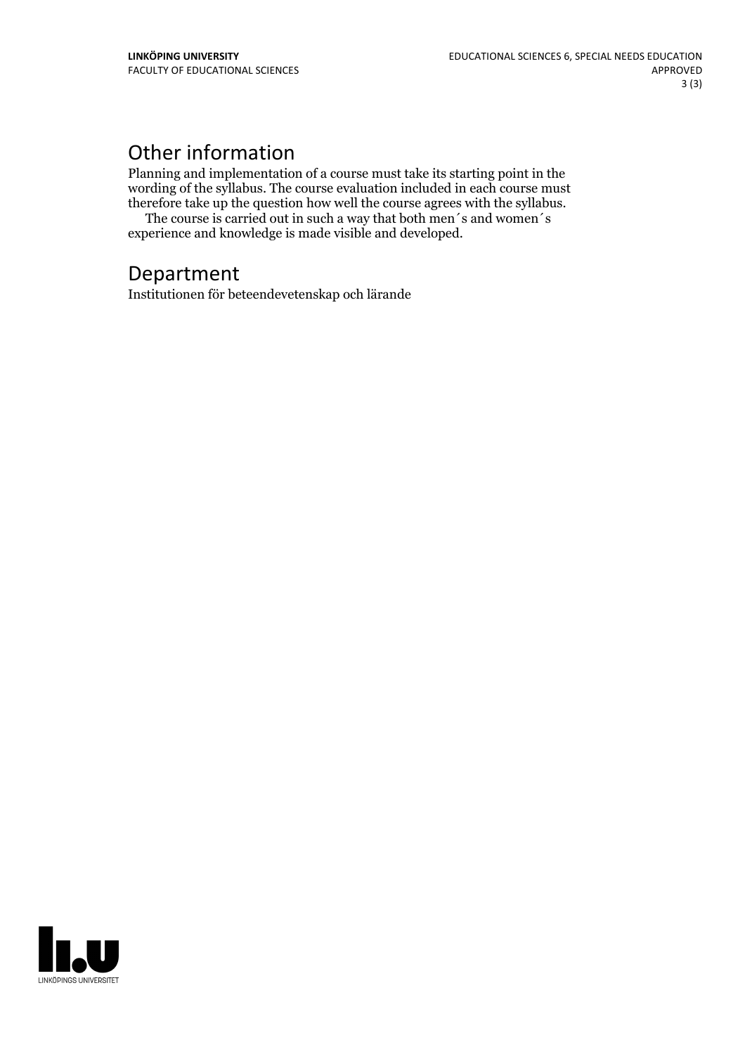## Other information

Planning and implementation of a course must take its starting point in the wording of the syllabus. The course evaluation included in each course must therefore take up the question how well the course agrees with the syllabus.

The course is carried out in such a way that both men´s and women´s experience and knowledge is made visible and developed.

## Department

Institutionen för beteendevetenskap och lärande